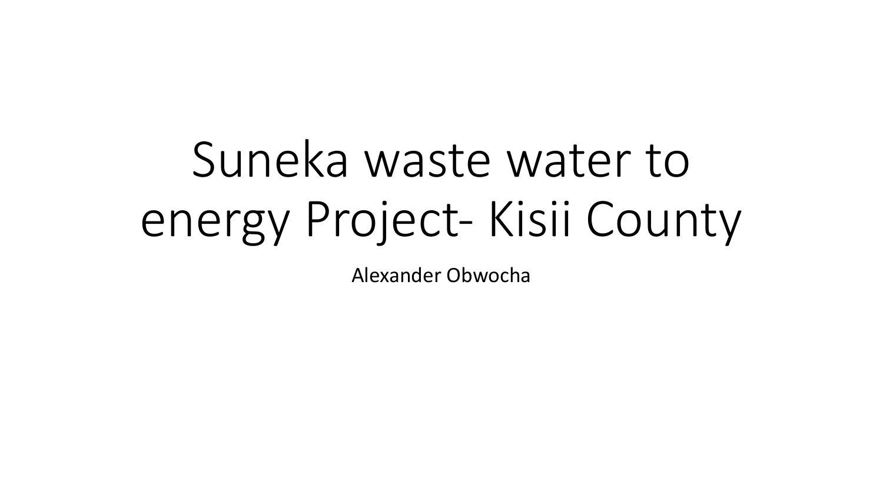# Suneka waste water to energy Project- Kisii County

Alexander Obwocha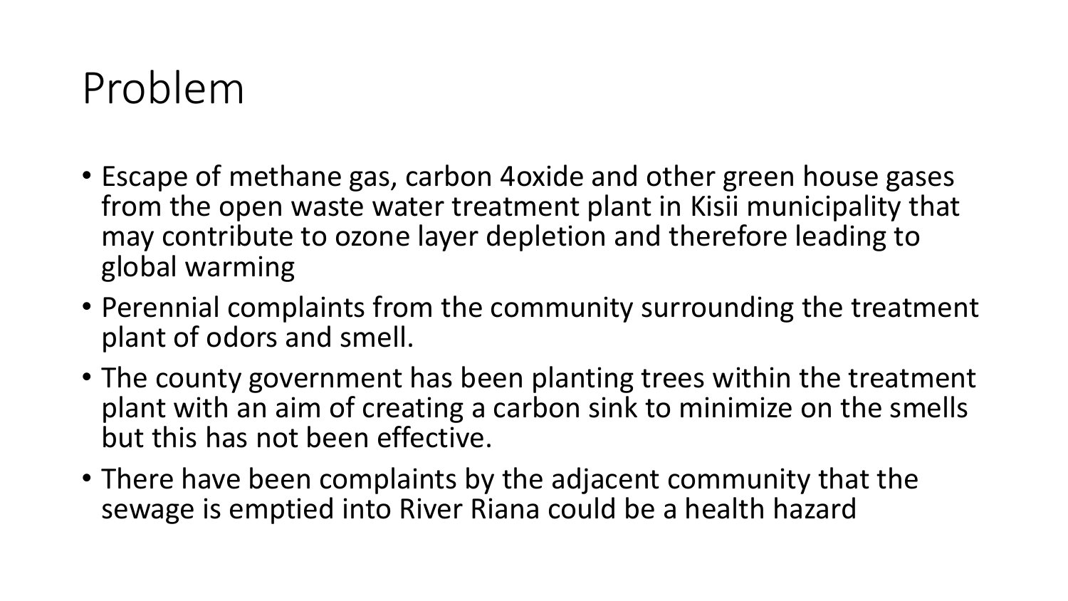# Problem

- Escape of methane gas, carbon 4oxide and other green house gases from the open waste water treatment plant in Kisii municipality that may contribute to ozone layer depletion and therefore leading to global warming
- Perennial complaints from the community surrounding the treatment plant of odors and smell.
- The county government has been planting trees within the treatment plant with an aim of creating a carbon sink to minimize on the smells but this has not been effective.
- There have been complaints by the adjacent community that the sewage is emptied into River Riana could be a health hazard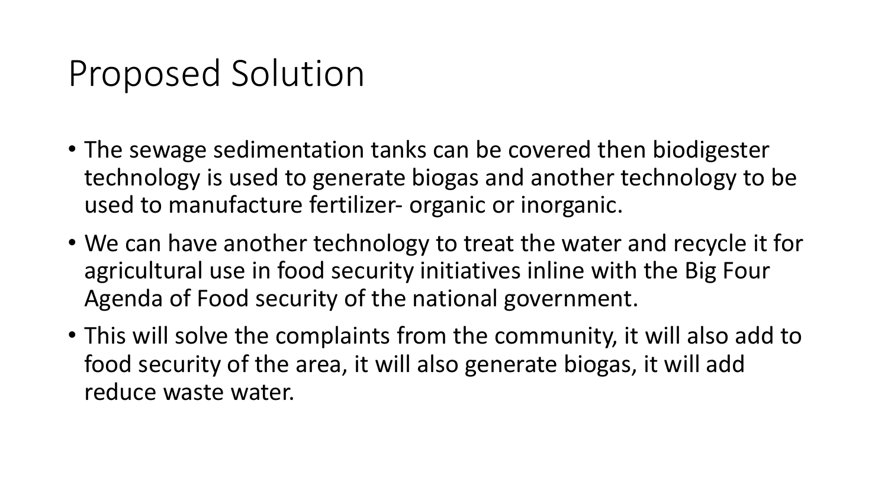# Proposed Solution

- The sewage sedimentation tanks can be covered then biodigester technology is used to generate biogas and another technology to be used to manufacture fertilizer- organic or inorganic.
- We can have another technology to treat the water and recycle it for agricultural use in food security initiatives inline with the Big Four Agenda of Food security of the national government.
- This will solve the complaints from the community, it will also add to food security of the area, it will also generate biogas, it will add reduce waste water.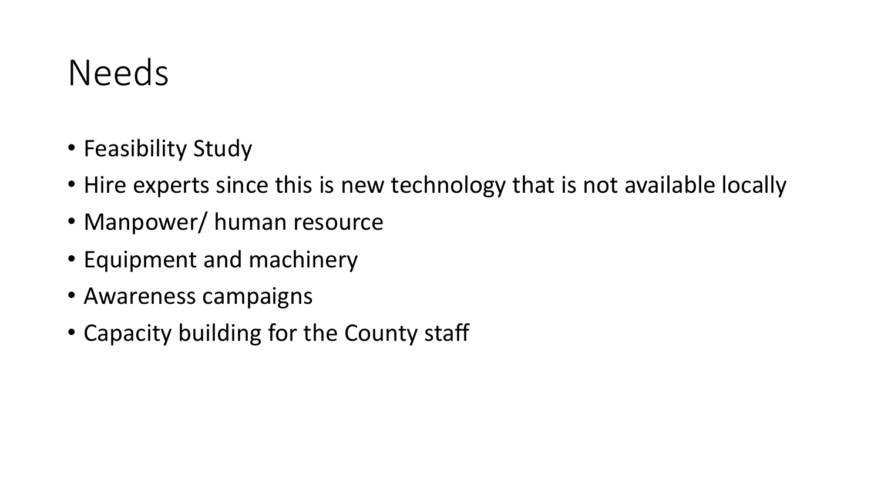# Needs

- Feasibility Study
- Hire experts since this is new technology that is not available locally
- Manpower/ human resource
- Equipment and machinery
- Awareness campaigns
- Capacity building for the County staff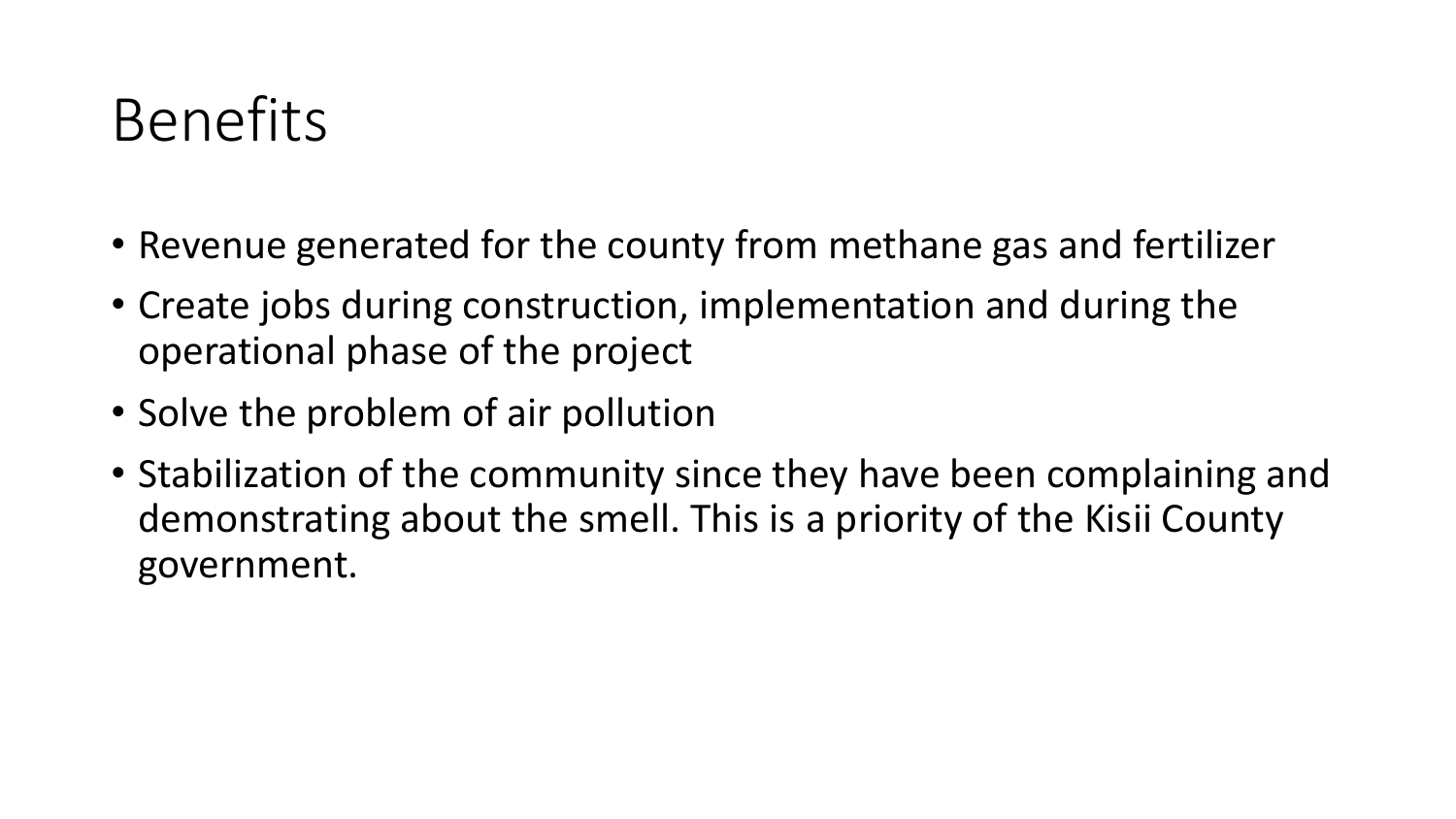# Benefits

- Revenue generated for the county from methane gas and fertilizer
- Create jobs during construction, implementation and during the operational phase of the project
- Solve the problem of air pollution
- Stabilization of the community since they have been complaining and demonstrating about the smell. This is a priority of the Kisii County government.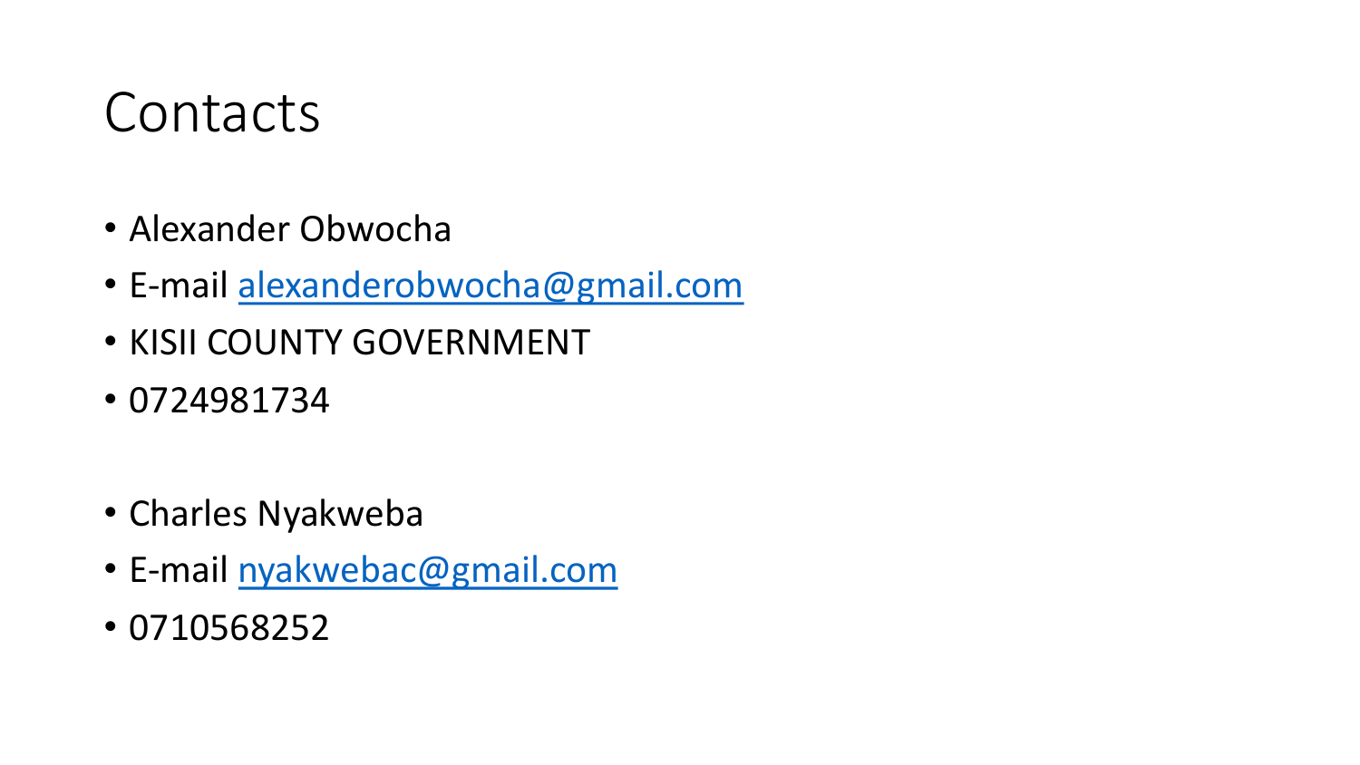# Contacts

- Alexander Obwocha
- E-mail alexanderobwocha@gmail.com
- KISII COUNTY GOVERNMENT
- 0724981734

- Charles Nyakweba
- E-mail nyakwebac@gmail.com
- 0710568252